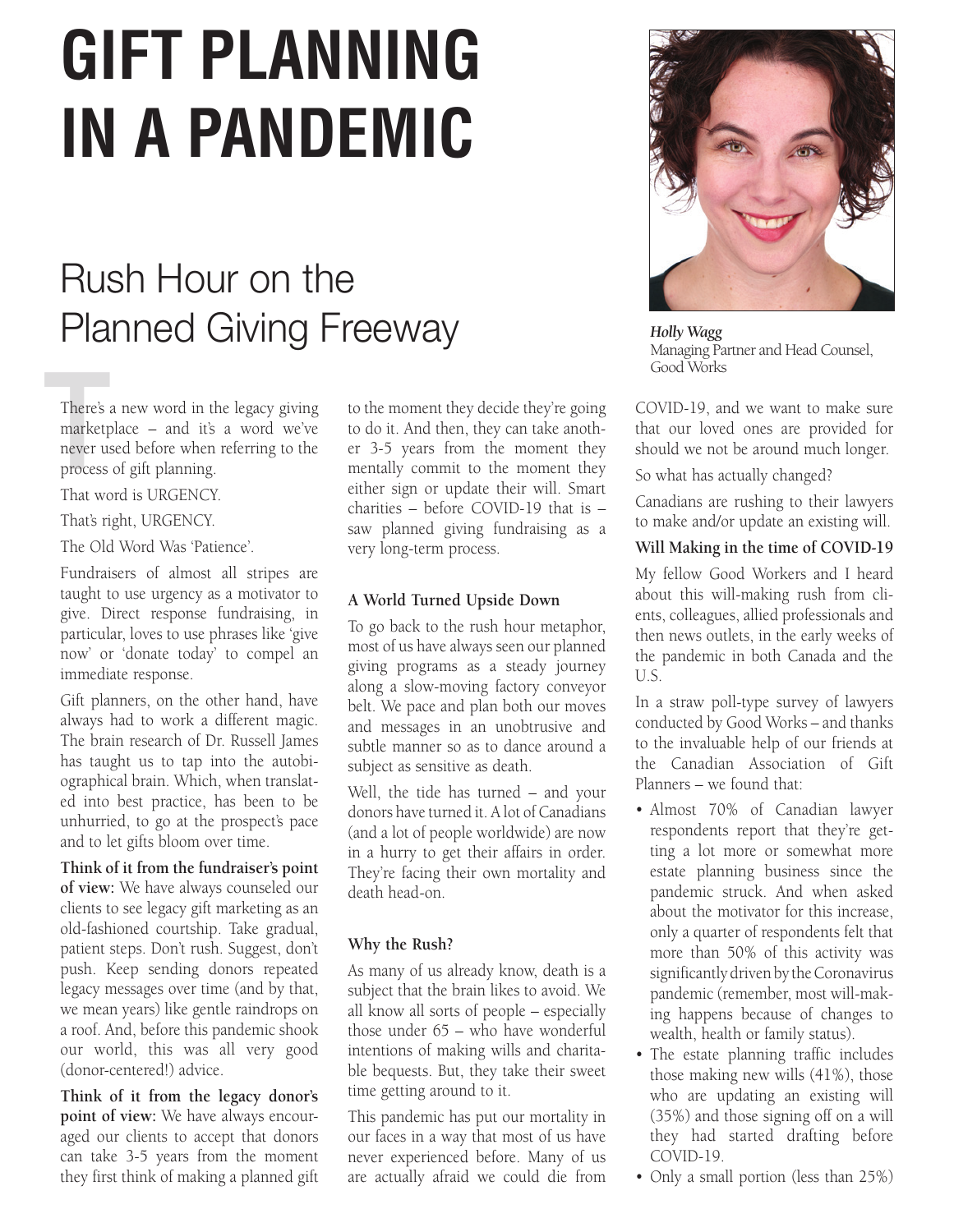# GIFT PLANNING IN A PANDEMIC

## Rush Hour on the Planned Giving Freeway

*Holly Wagg*
Managing Partner and Head Counsel, Good Works

There's a new word in the legacy giving marketplace – and it's a word we've never used before when referring to the process of gift planning.

That word is URGENCY.

That's right, URGENCY.

The Old Word Was 'Patience'.

Fundraisers of almost all stripes are taught to use urgency as a motivator to give. Direct response fundraising, in particular, loves to use phrases like 'give now' or 'donate today' to compel an immediate response.

Gift planners, on the other hand, have always had to work a different magic. The brain research of Dr. Russell James has taught us to tap into the autobiographical brain. Which, when translated into best practice, has been to be unhurried, to go at the prospect's pace and to let gifts bloom over time.

**Think of it from the fundraiser's point of view:** We have always counseled our clients to see legacy gift marketing as an old-fashioned courtship. Take gradual, patient steps. Don't rush. Suggest, don't push. Keep sending donors repeated legacy messages over time (and by that, we mean years) like gentle raindrops on a roof. And, before this pandemic shook our world, this was all very good (donor-centered!) advice.

**Think of it from the legacy donor's point of view:** We have always encouraged our clients to accept that donors can take 3-5 years from the moment they first think of making a planned gift to the moment they decide they're going to do it. And then, they can take another 3-5 years from the moment they mentally commit to the moment they either sign or update their will. Smart charities – before COVID-19 that is – saw planned giving fundraising as a very long-term process.

### A World Turned Upside Down

To go back to the rush hour metaphor, most of us have always seen our planned giving programs as a steady journey along a slow-moving factory conveyor belt. We pace and plan both our moves and messages in an unobtrusive and subtle manner so as to dance around a subject as sensitive as death.

Well, the tide has turned – and your donors have turned it. A lot of Canadians (and a lot of people worldwide) are now in a hurry to get their affairs in order. They're facing their own mortality and death head-on.

### Why the Rush?

As many of us already know, death is a subject that the brain likes to avoid. We all know all sorts of people – especially those under 65 – who have wonderful intentions of making wills and charitable bequests. But, they take their sweet time getting around to it.

This pandemic has put our mortality in our faces in a way that most of us have never experienced before. Many of us are actually afraid we could die from COVID-19, and we want to make sure that our loved ones are provided for should we not be around much longer.

So what has actually changed?

Canadians are rushing to their lawyers to make and/or update an existing will.

### Will Making in the time of COVID-19

My fellow Good Workers and I heard about this will-making rush from clients, colleagues, allied professionals and then news outlets, in the early weeks of the pandemic in both Canada and the U.S.

In a straw poll-type survey of lawyers conducted by Good Works – and thanks to the invaluable help of our friends at the Canadian Association of Gift Planners – we found that:

- Almost 70% of Canadian lawyer respondents report that they're getting a lot more or somewhat more estate planning business since the pandemic struck. And when asked about the motivator for this increase, only a quarter of respondents felt that more than 50% of this activity was significantly driven by the Coronavirus pandemic (remember, most will-making happens because of changes to wealth, health or family status).
- The estate planning traffic includes those making new wills (41%), those who are updating an existing will (35%) and those signing off on a will they had started drafting before COVID-19.
- Only a small portion (less than 25%)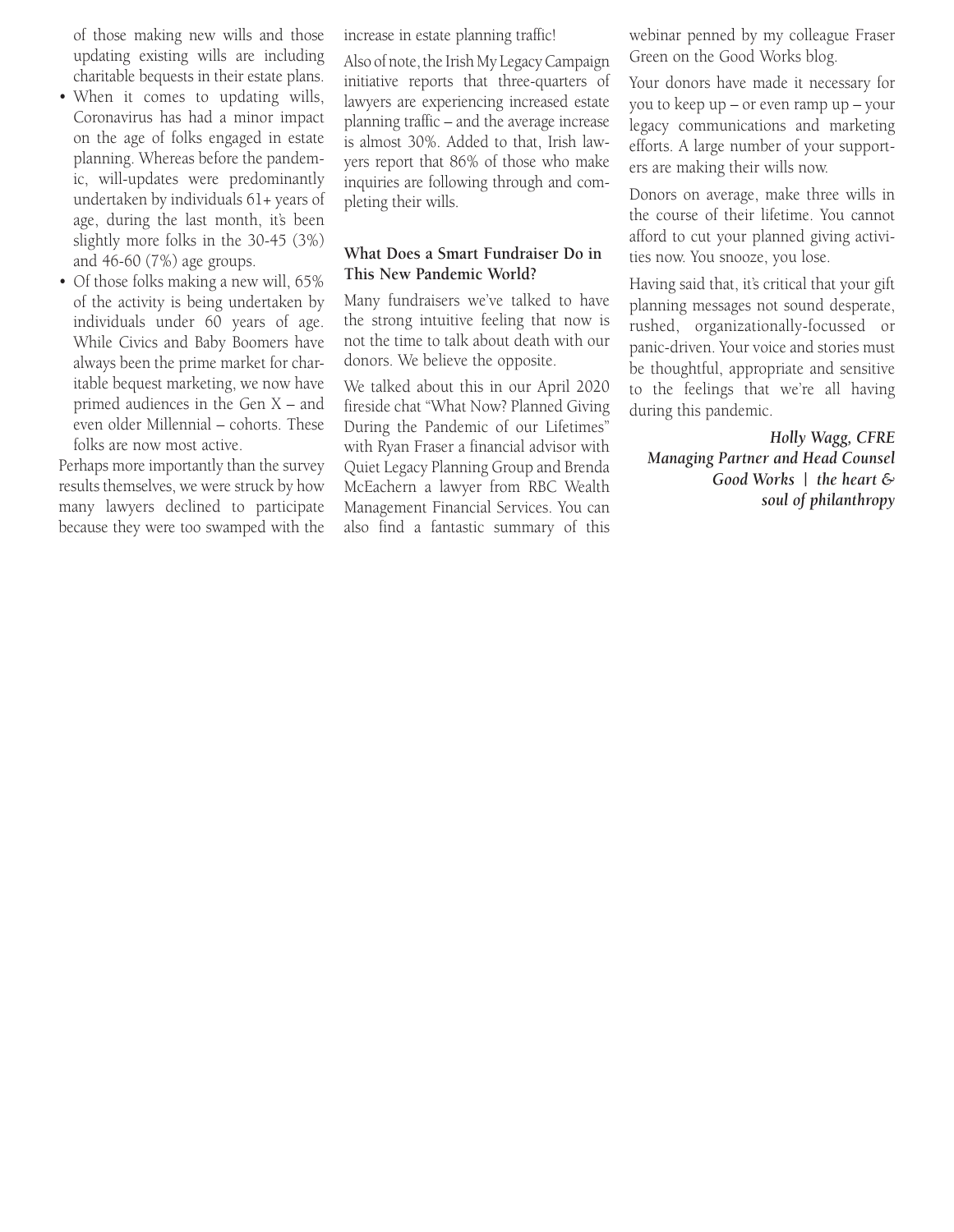of those making new wills and those updating existing wills are including charitable bequests in their estate plans.

- When it comes to updating wills, Coronavirus has had a minor impact on the age of folks engaged in estate planning. Whereas before the pandemic, will-updates were predominantly undertaken by individuals 61+ years of age, during the last month, it's been slightly more folks in the 30-45 (3%) and 46-60 (7%) age groups.
- Of those folks making a new will, 65% of the activity is being undertaken by individuals under 60 years of age. While Civics and Baby Boomers have always been the prime market for charitable bequest marketing, we now have primed audiences in the Gen X – and even older Millennial – cohorts. These folks are now most active.

Perhaps more importantly than the survey results themselves, we were struck by how many lawyers declined to participate because they were too swamped with the increase in estate planning traffic!

Also of note, the Irish My Legacy Campaign initiative reports that three-quarters of lawyers are experiencing increased estate planning traffic – and the average increase is almost 30%. Added to that, Irish lawyers report that 86% of those who make inquiries are following through and completing their wills.

**What Does a Smart Fundraiser Do in This New Pandemic World?**

Many fundraisers we've talked to have the strong intuitive feeling that now is not the time to talk about death with our donors. We believe the opposite.

We talked about this in our April 2020 fireside chat "What Now? Planned Giving During the Pandemic of our Lifetimes" with Ryan Fraser a financial advisor with Quiet Legacy Planning Group and Brenda McEachern a lawyer from RBC Wealth Management Financial Services. You can also find a fantastic summary of this webinar penned by my colleague Fraser Green on the Good Works blog.

Your donors have made it necessary for you to keep up – or even ramp up – your legacy communications and marketing efforts. A large number of your supporters are making their wills now.

Donors on average, make three wills in the course of their lifetime. You cannot afford to cut your planned giving activities now. You snooze, you lose.

Having said that, it's critical that your gift planning messages not sound desperate, rushed, organizationally-focussed or panic-driven. Your voice and stories must be thoughtful, appropriate and sensitive to the feelings that we're all having during this pandemic.

***Holly Wagg, CFRE***
***Managing Partner and Head Counsel***
***Good Works | the heart & soul of philanthropy***